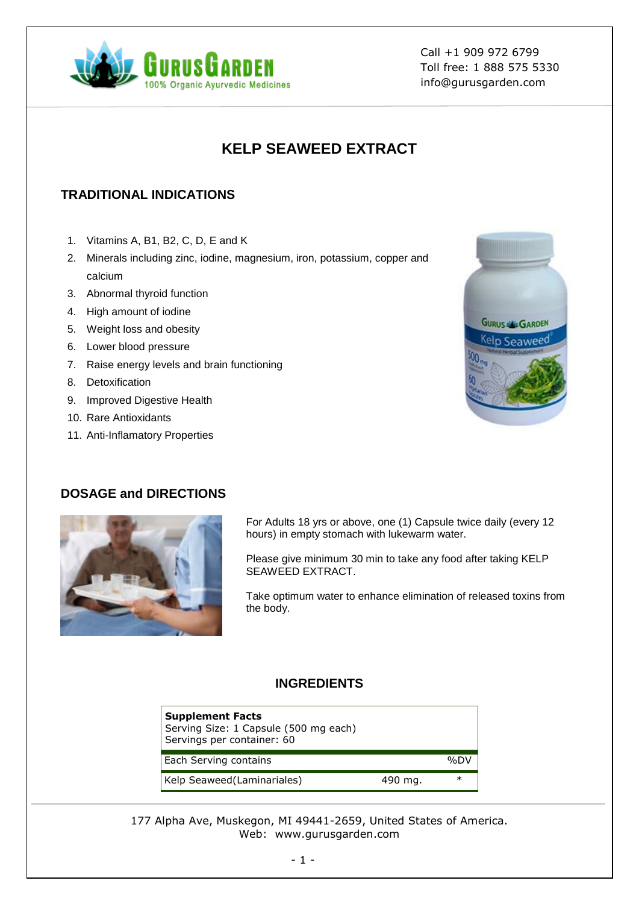GurusGarden
100% Organic Ayurvedic Medicines

Call +1 909 972 6799
Toll free: 1 888 575 5330
info@gurusgarden.com

# KELP SEAWEED EXTRACT

## TRADITIONAL INDICATIONS

1. Vitamins A, B1, B2, C, D, E and K
2. Minerals including zinc, iodine, magnesium, iron, potassium, copper and calcium
3. Abnormal thyroid function
4. High amount of iodine
5. Weight loss and obesity
6. Lower blood pressure
7. Raise energy levels and brain functioning
8. Detoxification
9. Improved Digestive Health
10. Rare Antioxidants
11. Anti-Inflamatory Properties

## DOSAGE and DIRECTIONS

For Adults 18 yrs or above, one (1) Capsule twice daily (every 12 hours) in empty stomach with lukewarm water.

Please give minimum 30 min to take any food after taking KELP SEAWEED EXTRACT.

Take optimum water to enhance elimination of released toxins from the body.

## INGREDIENTS

**Supplement Facts**
Serving Size: 1 Capsule (500 mg each)
Servings per container: 60

| Each Serving contains | | %DV |
|---|---|---|
| Kelp Seaweed(Laminariales) | 490 mg. | * |

177 Alpha Ave, Muskegon, MI 49441-2659, United States of America.
Web: www.gurusgarden.com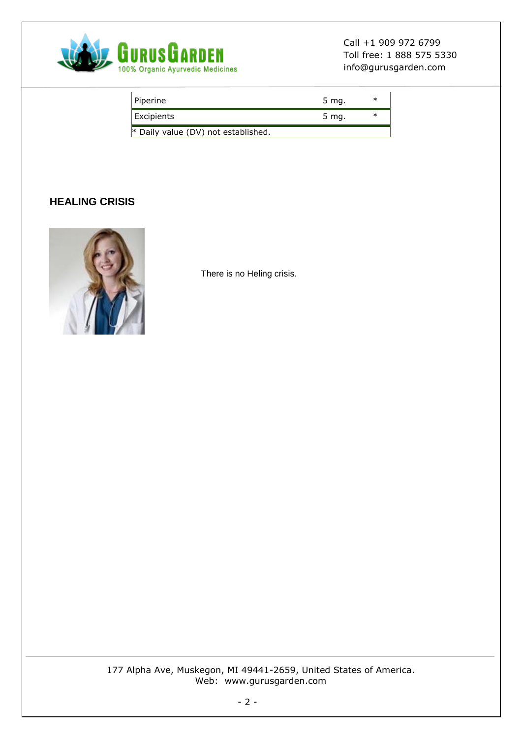| | | |
|---|---|---|
| Piperine | 5 mg. | * |
| Excipients | 5 mg. | * |

* Daily value (DV) not established.

## HEALING CRISIS

There is no Heling crisis.